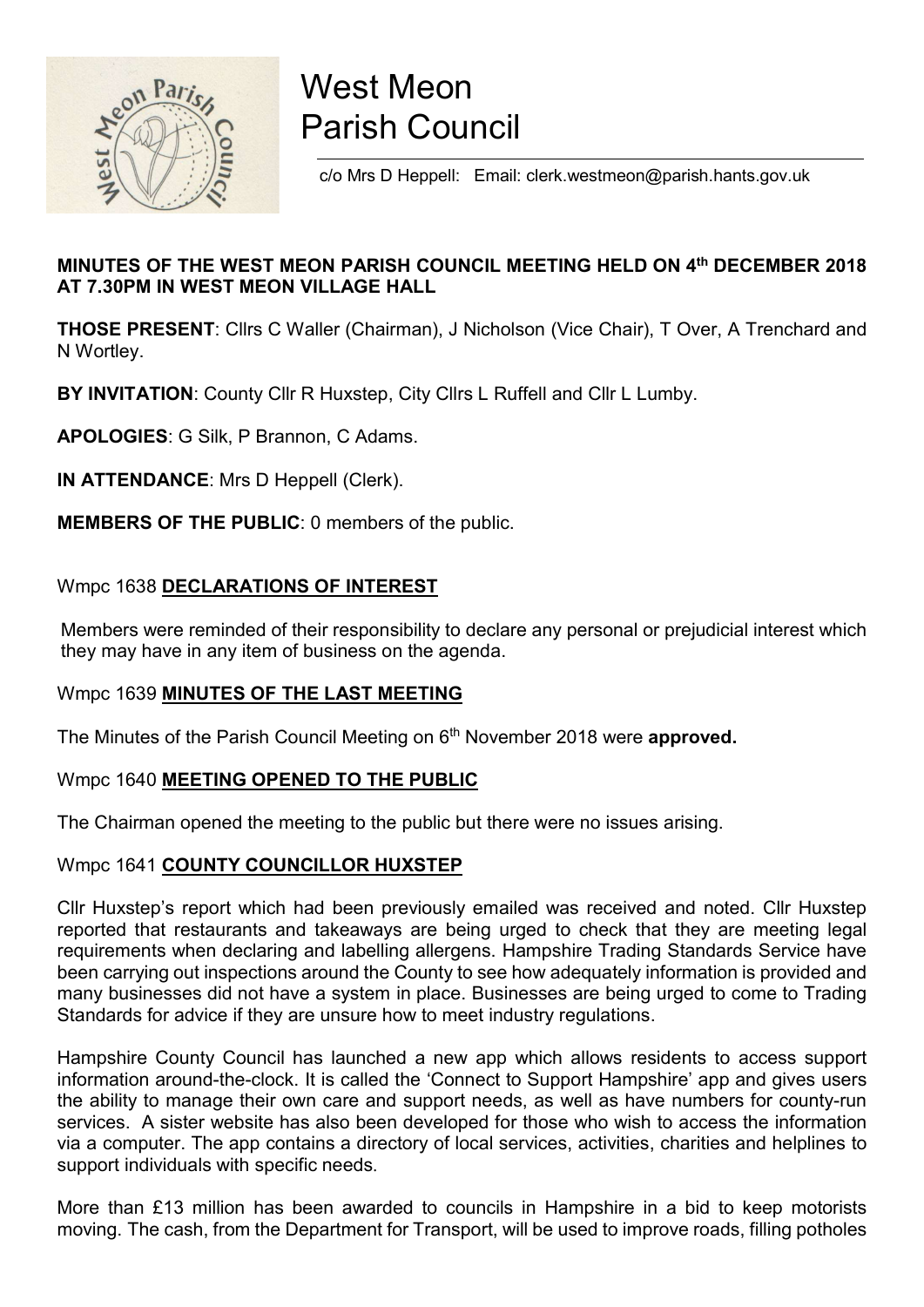# West Meon Parish Council

c/o Mrs D Heppell: Email: clerk.westmeon@parish.hants.gov.uk

**MINUTES OF THE WEST MEON PARISH COUNCIL MEETING HELD ON 4th DECEMBER 2018 AT 7.30PM IN WEST MEON VILLAGE HALL**

**THOSE PRESENT**: Cllrs C Waller (Chairman), J Nicholson (Vice Chair), T Over, A Trenchard and N Wortley.

**BY INVITATION**: County Cllr R Huxstep, City Cllrs L Ruffell and Cllr L Lumby.

**APOLOGIES**: G Silk, P Brannon, C Adams.

**IN ATTENDANCE**: Mrs D Heppell (Clerk).

**MEMBERS OF THE PUBLIC**: 0 members of the public.

## Wmpc 1638 DECLARATIONS OF INTEREST

Members were reminded of their responsibility to declare any personal or prejudicial interest which they may have in any item of business on the agenda.

## Wmpc 1639 MINUTES OF THE LAST MEETING

The Minutes of the Parish Council Meeting on 6th November 2018 were **approved.**

## Wmpc 1640 MEETING OPENED TO THE PUBLIC

The Chairman opened the meeting to the public but there were no issues arising.

## Wmpc 1641 COUNTY COUNCILLOR HUXSTEP

Cllr Huxstep's report which had been previously emailed was received and noted. Cllr Huxstep reported that restaurants and takeaways are being urged to check that they are meeting legal requirements when declaring and labelling allergens. Hampshire Trading Standards Service have been carrying out inspections around the County to see how adequately information is provided and many businesses did not have a system in place. Businesses are being urged to come to Trading Standards for advice if they are unsure how to meet industry regulations.

Hampshire County Council has launched a new app which allows residents to access support information around-the-clock. It is called the 'Connect to Support Hampshire' app and gives users the ability to manage their own care and support needs, as well as have numbers for county-run services. A sister website has also been developed for those who wish to access the information via a computer. The app contains a directory of local services, activities, charities and helplines to support individuals with specific needs.

More than £13 million has been awarded to councils in Hampshire in a bid to keep motorists moving. The cash, from the Department for Transport, will be used to improve roads, filling potholes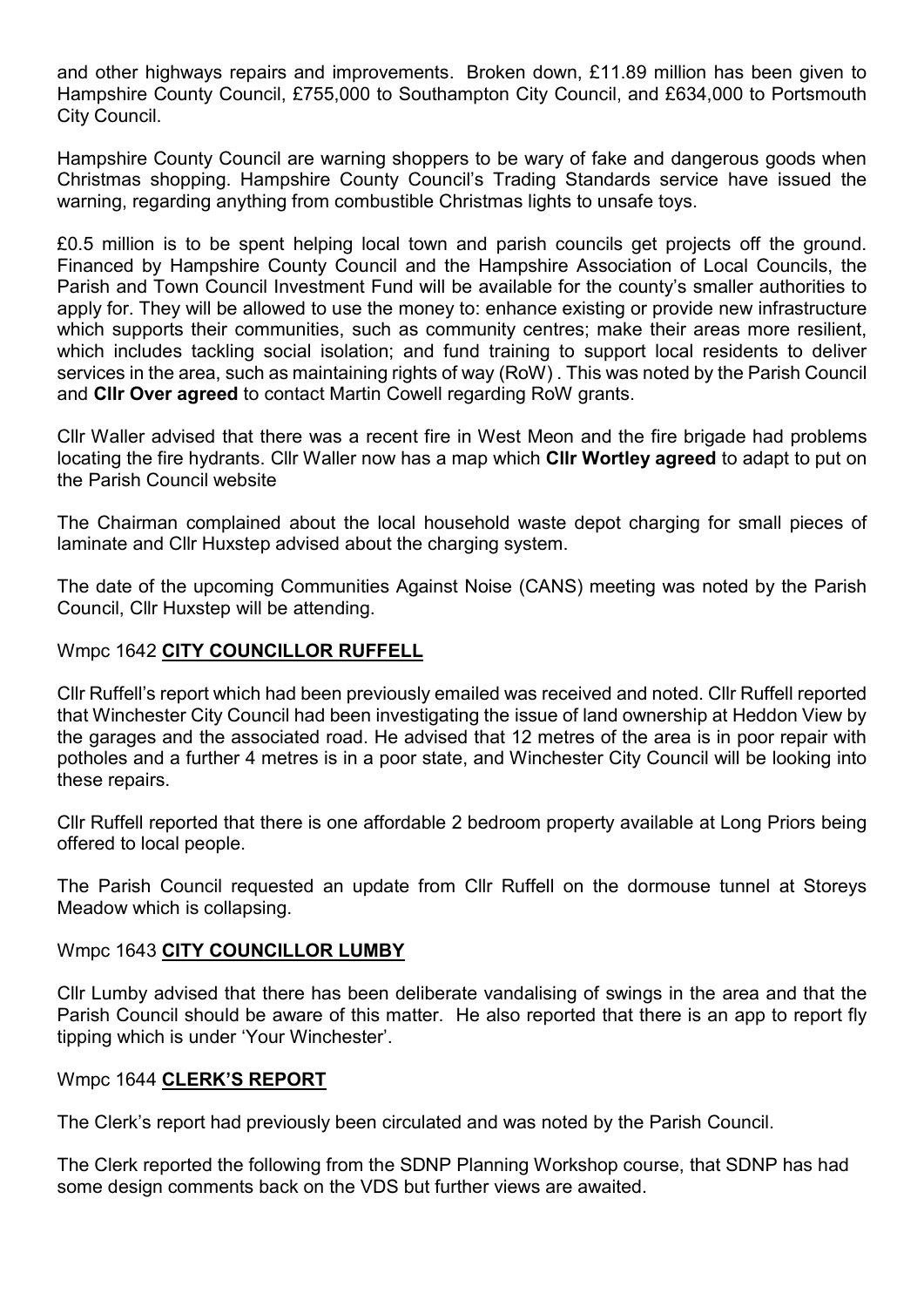and other highways repairs and improvements. Broken down, £11.89 million has been given to Hampshire County Council, £755,000 to Southampton City Council, and £634,000 to Portsmouth City Council.

Hampshire County Council are warning shoppers to be wary of fake and dangerous goods when Christmas shopping. Hampshire County Council's Trading Standards service have issued the warning, regarding anything from combustible Christmas lights to unsafe toys.

£0.5 million is to be spent helping local town and parish councils get projects off the ground. Financed by Hampshire County Council and the Hampshire Association of Local Councils, the Parish and Town Council Investment Fund will be available for the county's smaller authorities to apply for. They will be allowed to use the money to: enhance existing or provide new infrastructure which supports their communities, such as community centres; make their areas more resilient, which includes tackling social isolation; and fund training to support local residents to deliver services in the area, such as maintaining rights of way (RoW) . This was noted by the Parish Council and **Cllr Over agreed** to contact Martin Cowell regarding RoW grants.

Cllr Waller advised that there was a recent fire in West Meon and the fire brigade had problems locating the fire hydrants. Cllr Waller now has a map which **Cllr Wortley agreed** to adapt to put on the Parish Council website

The Chairman complained about the local household waste depot charging for small pieces of laminate and Cllr Huxstep advised about the charging system.

The date of the upcoming Communities Against Noise (CANS) meeting was noted by the Parish Council, Cllr Huxstep will be attending.

Wmpc 1642 **<u>CITY COUNCILLOR RUFFELL</u>**

Cllr Ruffell's report which had been previously emailed was received and noted. Cllr Ruffell reported that Winchester City Council had been investigating the issue of land ownership at Heddon View by the garages and the associated road. He advised that 12 metres of the area is in poor repair with potholes and a further 4 metres is in a poor state, and Winchester City Council will be looking into these repairs.

Cllr Ruffell reported that there is one affordable 2 bedroom property available at Long Priors being offered to local people.

The Parish Council requested an update from Cllr Ruffell on the dormouse tunnel at Storeys Meadow which is collapsing.

Wmpc 1643 **<u>CITY COUNCILLOR LUMBY</u>**

Cllr Lumby advised that there has been deliberate vandalising of swings in the area and that the Parish Council should be aware of this matter. He also reported that there is an app to report fly tipping which is under 'Your Winchester'.

Wmpc 1644 **<u>CLERK'S REPORT</u>**

The Clerk's report had previously been circulated and was noted by the Parish Council.

The Clerk reported the following from the SDNP Planning Workshop course, that SDNP has had some design comments back on the VDS but further views are awaited.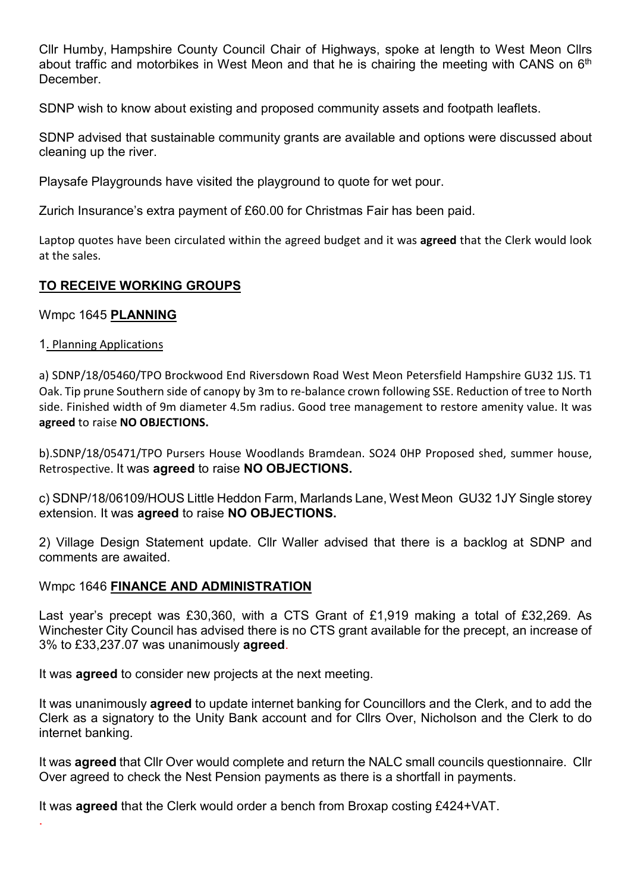Cllr Humby, Hampshire County Council Chair of Highways, spoke at length to West Meon Cllrs about traffic and motorbikes in West Meon and that he is chairing the meeting with CANS on 6th December.

SDNP wish to know about existing and proposed community assets and footpath leaflets.

SDNP advised that sustainable community grants are available and options were discussed about cleaning up the river.

Playsafe Playgrounds have visited the playground to quote for wet pour.

Zurich Insurance's extra payment of £60.00 for Christmas Fair has been paid.

Laptop quotes have been circulated within the agreed budget and it was **agreed** that the Clerk would look at the sales.

## TO RECEIVE WORKING GROUPS

### Wmpc 1645 PLANNING

1. Planning Applications

a) SDNP/18/05460/TPO Brockwood End Riversdown Road West Meon Petersfield Hampshire GU32 1JS. T1 Oak. Tip prune Southern side of canopy by 3m to re-balance crown following SSE. Reduction of tree to North side. Finished width of 9m diameter 4.5m radius. Good tree management to restore amenity value. It was **agreed** to raise **NO OBJECTIONS.**

b).SDNP/18/05471/TPO Pursers House Woodlands Bramdean. SO24 0HP Proposed shed, summer house, Retrospective. It was **agreed** to raise **NO OBJECTIONS.**

c) SDNP/18/06109/HOUS Little Heddon Farm, Marlands Lane, West Meon GU32 1JY Single storey extension. It was **agreed** to raise **NO OBJECTIONS.**

2) Village Design Statement update. Cllr Waller advised that there is a backlog at SDNP and comments are awaited.

### Wmpc 1646 FINANCE AND ADMINISTRATION

Last year's precept was £30,360, with a CTS Grant of £1,919 making a total of £32,269. As Winchester City Council has advised there is no CTS grant available for the precept, an increase of 3% to £33,237.07 was unanimously **agreed**.

It was **agreed** to consider new projects at the next meeting.

It was unanimously **agreed** to update internet banking for Councillors and the Clerk, and to add the Clerk as a signatory to the Unity Bank account and for Cllrs Over, Nicholson and the Clerk to do internet banking.

It was **agreed** that Cllr Over would complete and return the NALC small councils questionnaire. Cllr Over agreed to check the Nest Pension payments as there is a shortfall in payments.

It was **agreed** that the Clerk would order a bench from Broxap costing £424+VAT.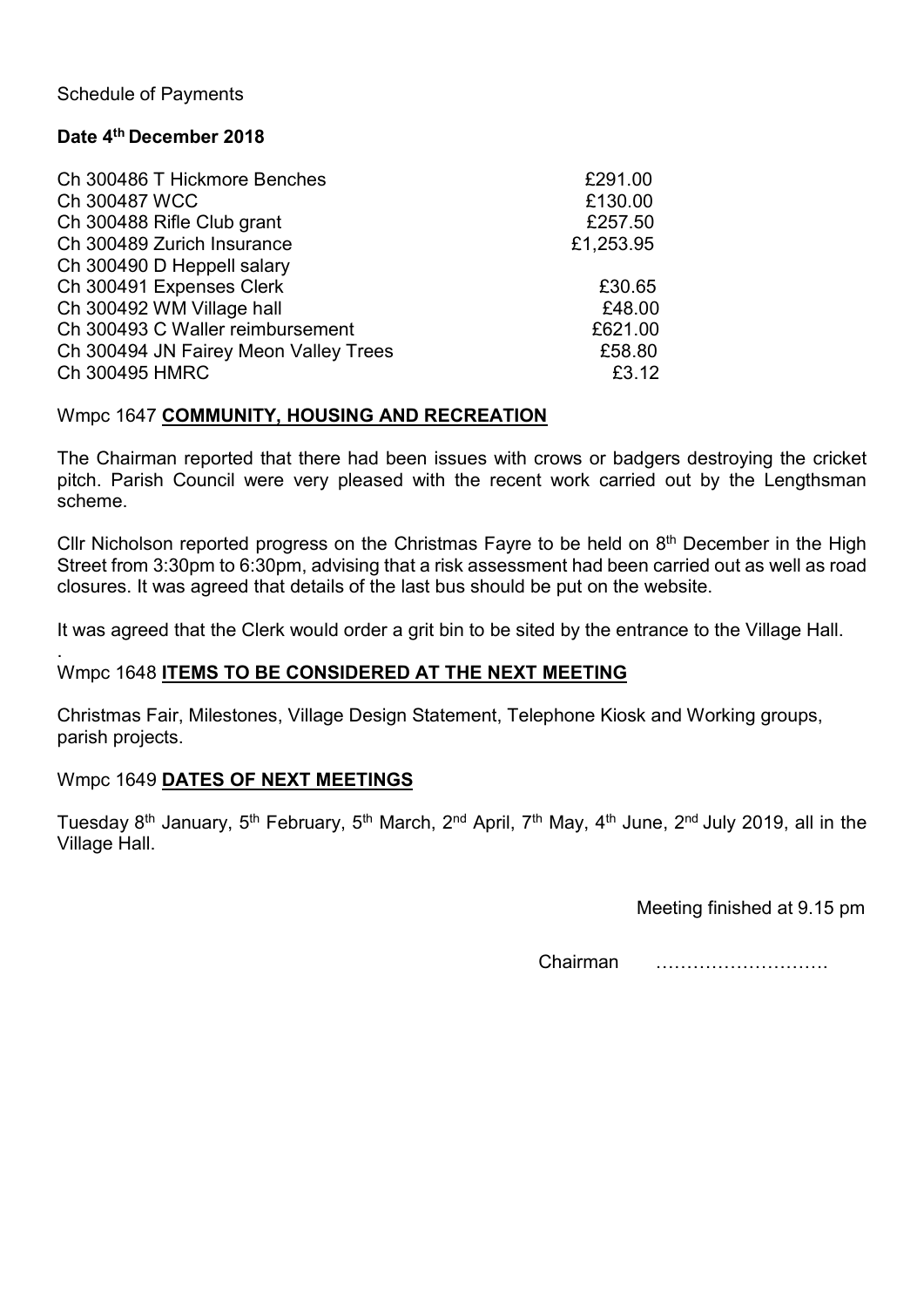Schedule of Payments

**Date 4th December 2018**

| | |
|---|---|
| Ch 300486 T Hickmore Benches | £291.00 |
| Ch 300487 WCC | £130.00 |
| Ch 300488 Rifle Club grant | £257.50 |
| Ch 300489 Zurich Insurance | £1,253.95 |
| Ch 300490 D Heppell salary | |
| Ch 300491 Expenses Clerk | £30.65 |
| Ch 300492 WM Village hall | £48.00 |
| Ch 300493 C Waller reimbursement | £621.00 |
| Ch 300494 JN Fairey Meon Valley Trees | £58.80 |
| Ch 300495 HMRC | £3.12 |

Wmpc 1647 **COMMUNITY, HOUSING AND RECREATION**

The Chairman reported that there had been issues with crows or badgers destroying the cricket pitch. Parish Council were very pleased with the recent work carried out by the Lengthsman scheme.

Cllr Nicholson reported progress on the Christmas Fayre to be held on 8th December in the High Street from 3:30pm to 6:30pm, advising that a risk assessment had been carried out as well as road closures. It was agreed that details of the last bus should be put on the website.

It was agreed that the Clerk would order a grit bin to be sited by the entrance to the Village Hall.

Wmpc 1648 **ITEMS TO BE CONSIDERED AT THE NEXT MEETING**

Christmas Fair, Milestones, Village Design Statement, Telephone Kiosk and Working groups, parish projects.

Wmpc 1649 **DATES OF NEXT MEETINGS**

Tuesday 8th January, 5th February, 5th March, 2nd April, 7th May, 4th June, 2nd July 2019, all in the Village Hall.

Meeting finished at 9.15 pm

Chairman ……………………….